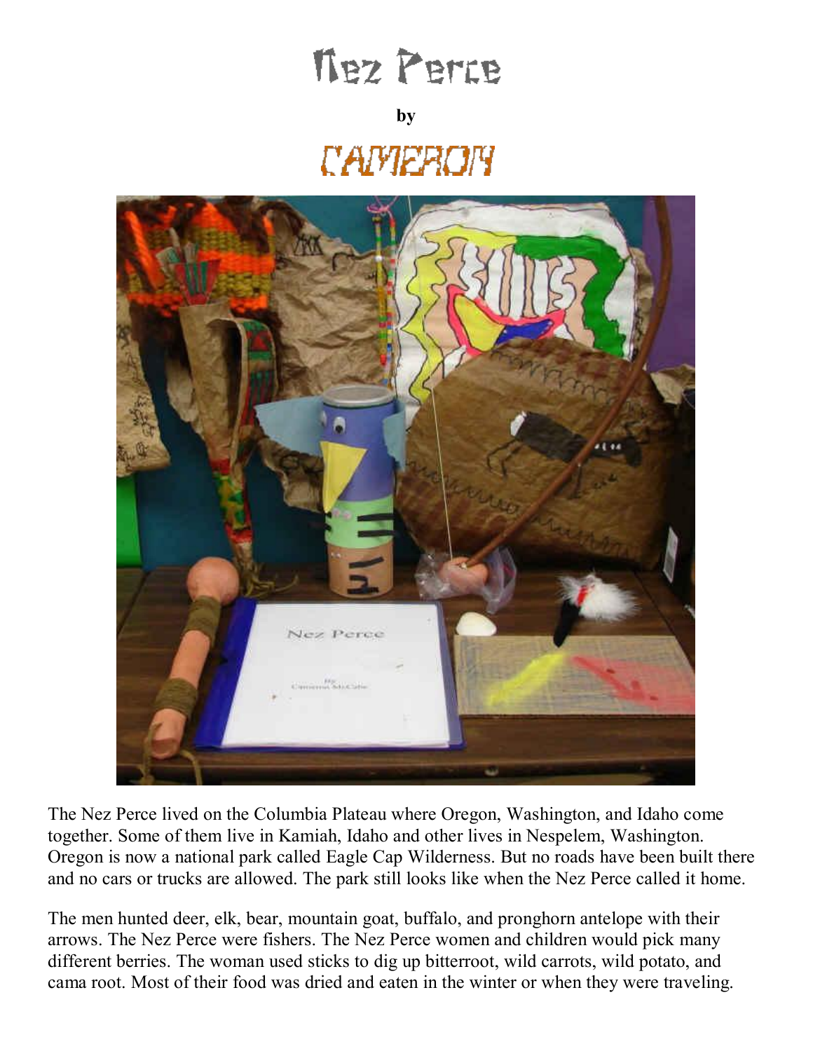# Nez Perce

**by**

## CAMERON

The Nez Perce lived on the Columbia Plateau where Oregon, Washington, and Idaho come together. Some of them live in Kamiah, Idaho and other lives in Nespelem, Washington. Oregon is now a national park called Eagle Cap Wilderness. But no roads have been built there and no cars or trucks are allowed. The park still looks like when the Nez Perce called it home.

The men hunted deer, elk, bear, mountain goat, buffalo, and pronghorn antelope with their arrows. The Nez Perce were fishers. The Nez Perce women and children would pick many different berries. The woman used sticks to dig up bitterroot, wild carrots, wild potato, and cama root. Most of their food was dried and eaten in the winter or when they were traveling.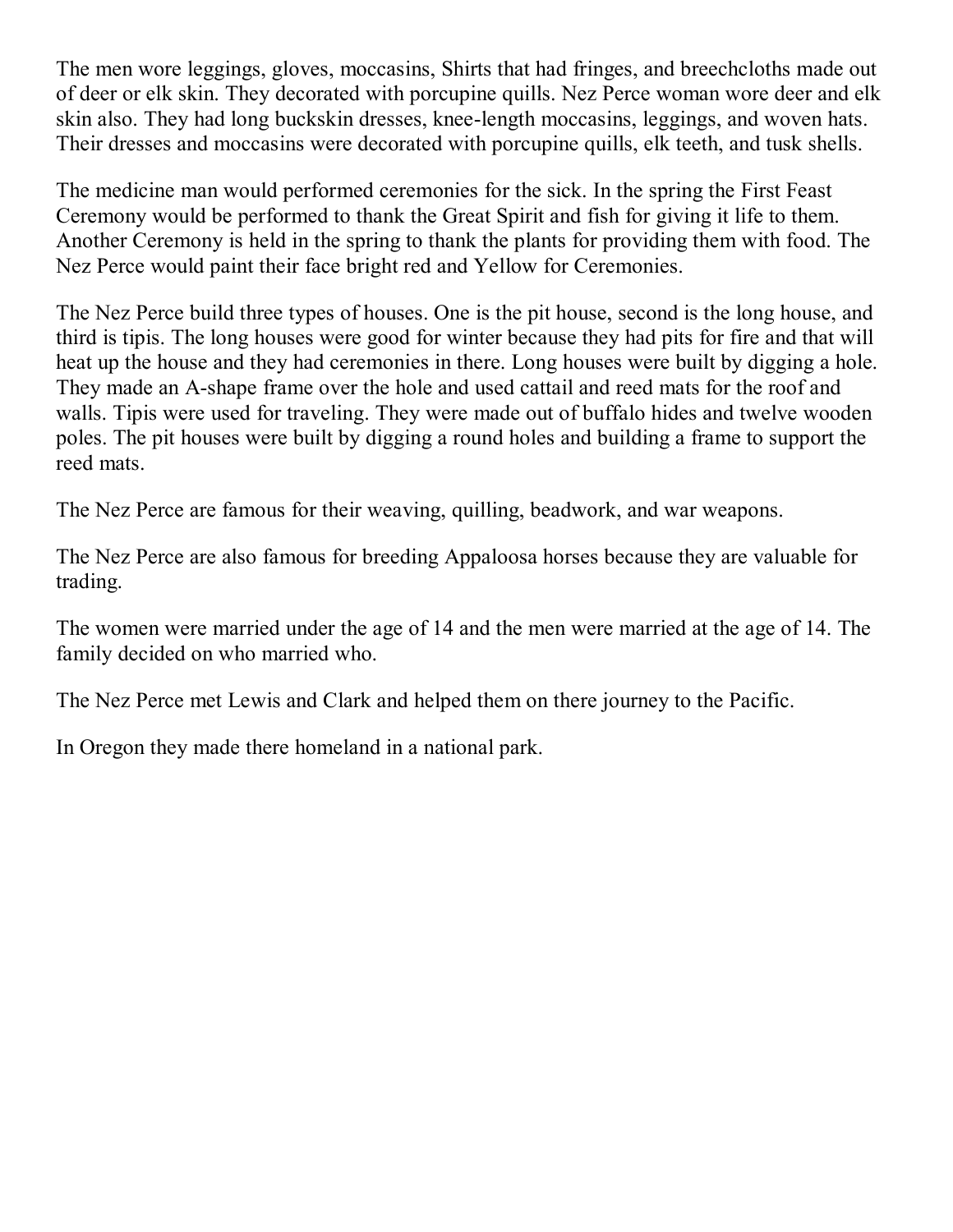The men wore leggings, gloves, moccasins, Shirts that had fringes, and breechcloths made out of deer or elk skin. They decorated with porcupine quills. Nez Perce woman wore deer and elk skin also. They had long buckskin dresses, knee-length moccasins, leggings, and woven hats. Their dresses and moccasins were decorated with porcupine quills, elk teeth, and tusk shells.

The medicine man would performed ceremonies for the sick. In the spring the First Feast Ceremony would be performed to thank the Great Spirit and fish for giving it life to them. Another Ceremony is held in the spring to thank the plants for providing them with food. The Nez Perce would paint their face bright red and Yellow for Ceremonies.

The Nez Perce build three types of houses. One is the pit house, second is the long house, and third is tipis. The long houses were good for winter because they had pits for fire and that will heat up the house and they had ceremonies in there. Long houses were built by digging a hole. They made an A-shape frame over the hole and used cattail and reed mats for the roof and walls. Tipis were used for traveling. They were made out of buffalo hides and twelve wooden poles. The pit houses were built by digging a round holes and building a frame to support the reed mats.

The Nez Perce are famous for their weaving, quilling, beadwork, and war weapons.

The Nez Perce are also famous for breeding Appaloosa horses because they are valuable for trading.

The women were married under the age of 14 and the men were married at the age of 14. The family decided on who married who.

The Nez Perce met Lewis and Clark and helped them on there journey to the Pacific.

In Oregon they made there homeland in a national park.